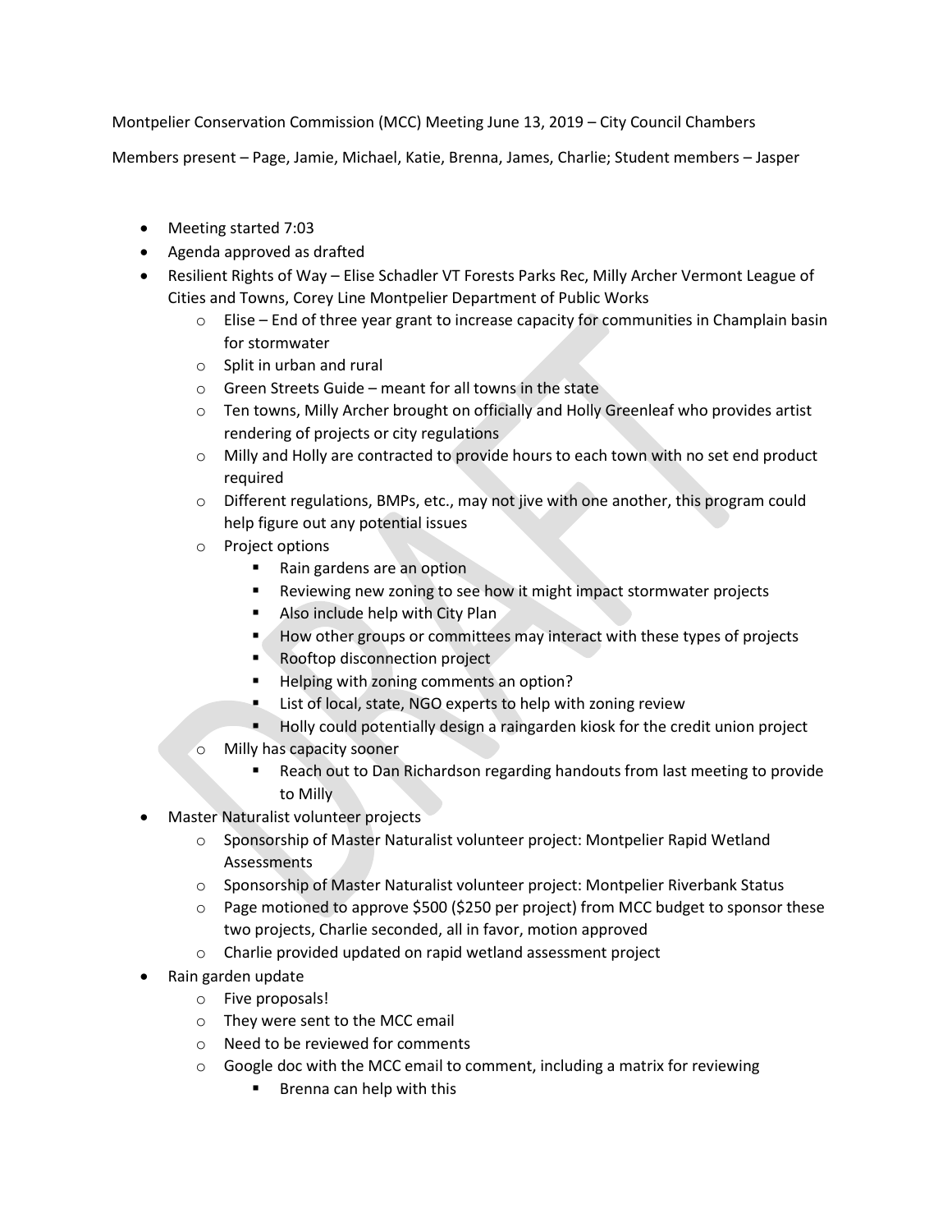Montpelier Conservation Commission (MCC) Meeting June 13, 2019 – City Council Chambers

Members present – Page, Jamie, Michael, Katie, Brenna, James, Charlie; Student members – Jasper

- Meeting started 7:03
- Agenda approved as drafted
- Resilient Rights of Way – Elise Schadler VT Forests Parks Rec, Milly Archer Vermont League of Cities and Towns, Corey Line Montpelier Department of Public Works
  - Elise – End of three year grant to increase capacity for communities in Champlain basin for stormwater
  - Split in urban and rural
  - Green Streets Guide – meant for all towns in the state
  - Ten towns, Milly Archer brought on officially and Holly Greenleaf who provides artist rendering of projects or city regulations
  - Milly and Holly are contracted to provide hours to each town with no set end product required
  - Different regulations, BMPs, etc., may not jive with one another, this program could help figure out any potential issues
  - Project options
    - Rain gardens are an option
    - Reviewing new zoning to see how it might impact stormwater projects
    - Also include help with City Plan
    - How other groups or committees may interact with these types of projects
    - Rooftop disconnection project
    - Helping with zoning comments an option?
    - List of local, state, NGO experts to help with zoning review
    - Holly could potentially design a raingarden kiosk for the credit union project
  - Milly has capacity sooner
    - Reach out to Dan Richardson regarding handouts from last meeting to provide to Milly
- Master Naturalist volunteer projects
  - Sponsorship of Master Naturalist volunteer project: Montpelier Rapid Wetland Assessments
  - Sponsorship of Master Naturalist volunteer project: Montpelier Riverbank Status
  - Page motioned to approve $500 ($250 per project) from MCC budget to sponsor these two projects, Charlie seconded, all in favor, motion approved
  - Charlie provided updated on rapid wetland assessment project
- Rain garden update
  - Five proposals!
  - They were sent to the MCC email
  - Need to be reviewed for comments
  - Google doc with the MCC email to comment, including a matrix for reviewing
    - Brenna can help with this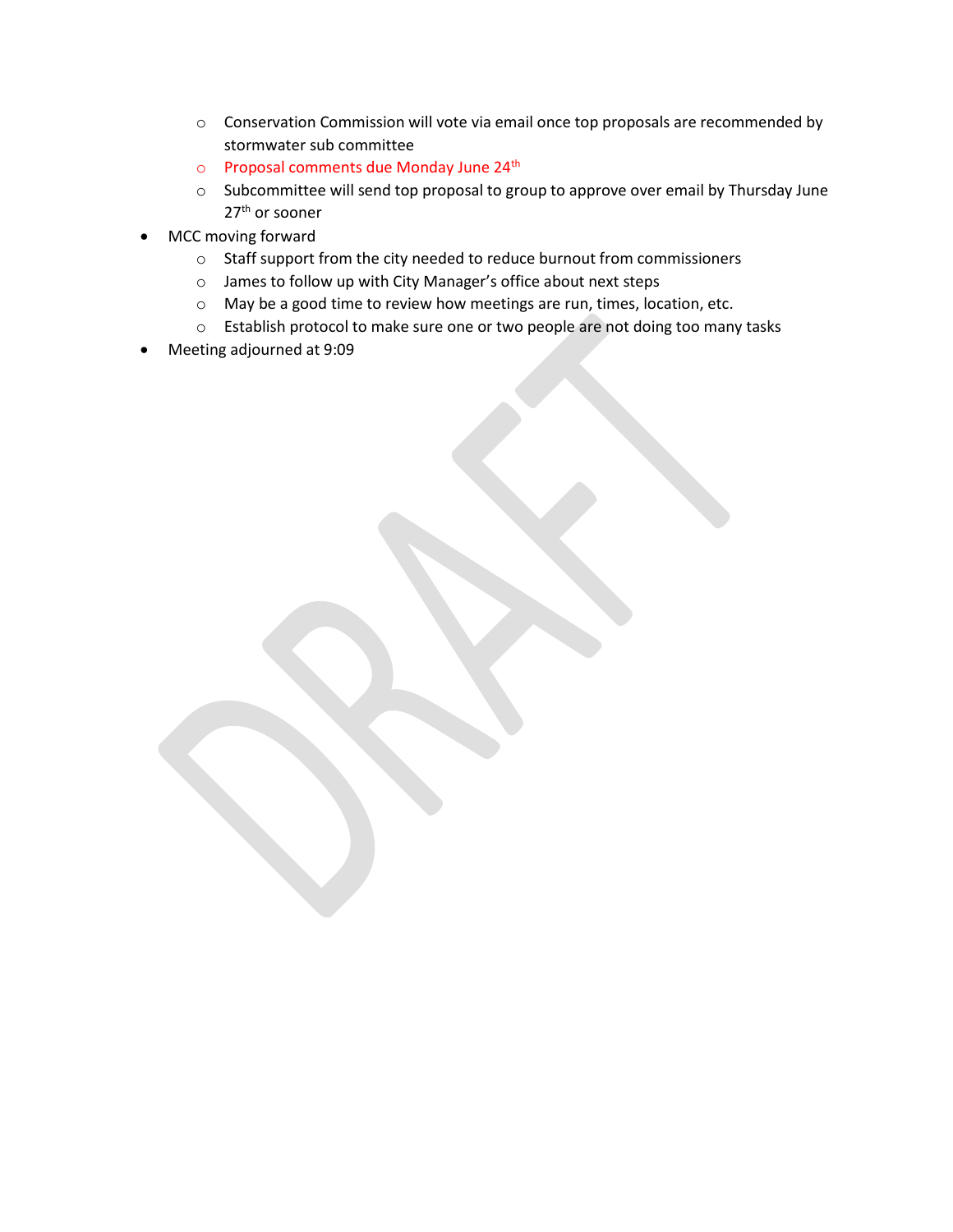- Conservation Commission will vote via email once top proposals are recommended by stormwater sub committee
  - Proposal comments due Monday June 24th
  - Subcommittee will send top proposal to group to approve over email by Thursday June 27th or sooner
- MCC moving forward
  - Staff support from the city needed to reduce burnout from commissioners
  - James to follow up with City Manager's office about next steps
  - May be a good time to review how meetings are run, times, location, etc.
  - Establish protocol to make sure one or two people are not doing too many tasks
- Meeting adjourned at 9:09